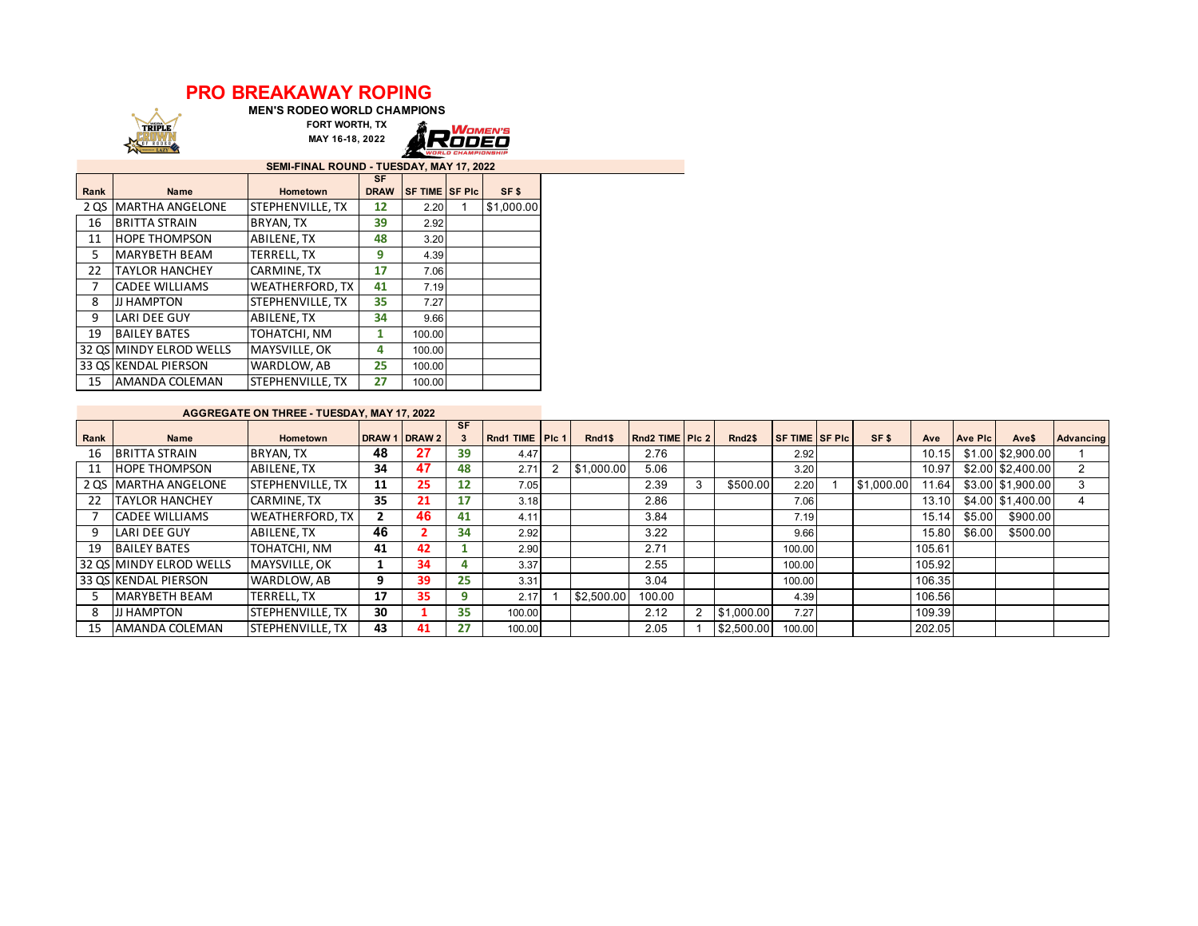# PRO BREAKAWAY ROPING

**MEN'S RODEO WORLD CHAMPIONS**

**FORT WORTH, TX**

**MAY 16-18, 2022**

## SEMI-FINAL ROUND - TUESDAY, MAY 17, 2022

| Rank | Name | Hometown | SF DRAW | SF TIME | SF Plc | SF $ |
|---|---|---|---|---|---|---|
| 2 QS | MARTHA ANGELONE | STEPHENVILLE, TX | 12 | 2.20 | 1 | $1,000.00 |
| 16 | BRITTA STRAIN | BRYAN, TX | 39 | 2.92 | | |
| 11 | HOPE THOMPSON | ABILENE, TX | 48 | 3.20 | | |
| 5 | MARYBETH BEAM | TERRELL, TX | 9 | 4.39 | | |
| 22 | TAYLOR HANCHEY | CARMINE, TX | 17 | 7.06 | | |
| 7 | CADEE WILLIAMS | WEATHERFORD, TX | 41 | 7.19 | | |
| 8 | JJ HAMPTON | STEPHENVILLE, TX | 35 | 7.27 | | |
| 9 | LARI DEE GUY | ABILENE, TX | 34 | 9.66 | | |
| 19 | BAILEY BATES | TOHATCHI, NM | 1 | 100.00 | | |
| 32 QS | MINDY ELROD WELLS | MAYSVILLE, OK | 4 | 100.00 | | |
| 33 QS | KENDAL PIERSON | WARDLOW, AB | 25 | 100.00 | | |
| 15 | AMANDA COLEMAN | STEPHENVILLE, TX | 27 | 100.00 | | |

## AGGREGATE ON THREE - TUESDAY, MAY 17, 2022

| Rank | Name | Hometown | DRAW 1 | DRAW 2 | SF 3 | Rnd1 TIME | Plc 1 | Rnd1$ | Rnd2 TIME | Plc 2 | Rnd2$ | SF TIME | SF Plc | SF $ | Ave | Ave Plc | Ave$ | Advancing |
|---|---|---|---|---|---|---|---|---|---|---|---|---|---|---|---|---|---|---|
| 16 | BRITTA STRAIN | BRYAN, TX | 48 | 27 | 39 | 4.47 | | | 2.76 | | | 2.92 | | | 10.15 | $1.00 | $2,900.00 | 1 |
| 11 | HOPE THOMPSON | ABILENE, TX | 34 | 47 | 48 | 2.71 | 2 | $1,000.00 | 5.06 | | | 3.20 | | | 10.97 | $2.00 | $2,400.00 | 2 |
| 2 QS | MARTHA ANGELONE | STEPHENVILLE, TX | 11 | 25 | 12 | 7.05 | | | 2.39 | 3 | $500.00 | 2.20 | 1 | $1,000.00 | 11.64 | $3.00 | $1,900.00 | 3 |
| 22 | TAYLOR HANCHEY | CARMINE, TX | 35 | 21 | 17 | 3.18 | | | 2.86 | | | 7.06 | | | 13.10 | $4.00 | $1,400.00 | 4 |
| 7 | CADEE WILLIAMS | WEATHERFORD, TX | 2 | 46 | 41 | 4.11 | | | 3.84 | | | 7.19 | | | 15.14 | $5.00 | $900.00 | |
| 9 | LARI DEE GUY | ABILENE, TX | 46 | 2 | 34 | 2.92 | | | 3.22 | | | 9.66 | | | 15.80 | $6.00 | $500.00 | |
| 19 | BAILEY BATES | TOHATCHI, NM | 41 | 42 | 1 | 2.90 | | | 2.71 | | | 100.00 | | | 105.61 | | | |
| 32 QS | MINDY ELROD WELLS | MAYSVILLE, OK | 1 | 34 | 4 | 3.37 | | | 2.55 | | | 100.00 | | | 105.92 | | | |
| 33 QS | KENDAL PIERSON | WARDLOW, AB | 9 | 39 | 25 | 3.31 | | | 3.04 | | | 100.00 | | | 106.35 | | | |
| 5 | MARYBETH BEAM | TERRELL, TX | 17 | 35 | 9 | 2.17 | 1 | $2,500.00 | 100.00 | | | 4.39 | | | 106.56 | | | |
| 8 | JJ HAMPTON | STEPHENVILLE, TX | 30 | 1 | 35 | 100.00 | | | 2.12 | 2 | $1,000.00 | 7.27 | | | 109.39 | | | |
| 15 | AMANDA COLEMAN | STEPHENVILLE, TX | 43 | 41 | 27 | 100.00 | | | 2.05 | 1 | $2,500.00 | 100.00 | | | 202.05 | | | |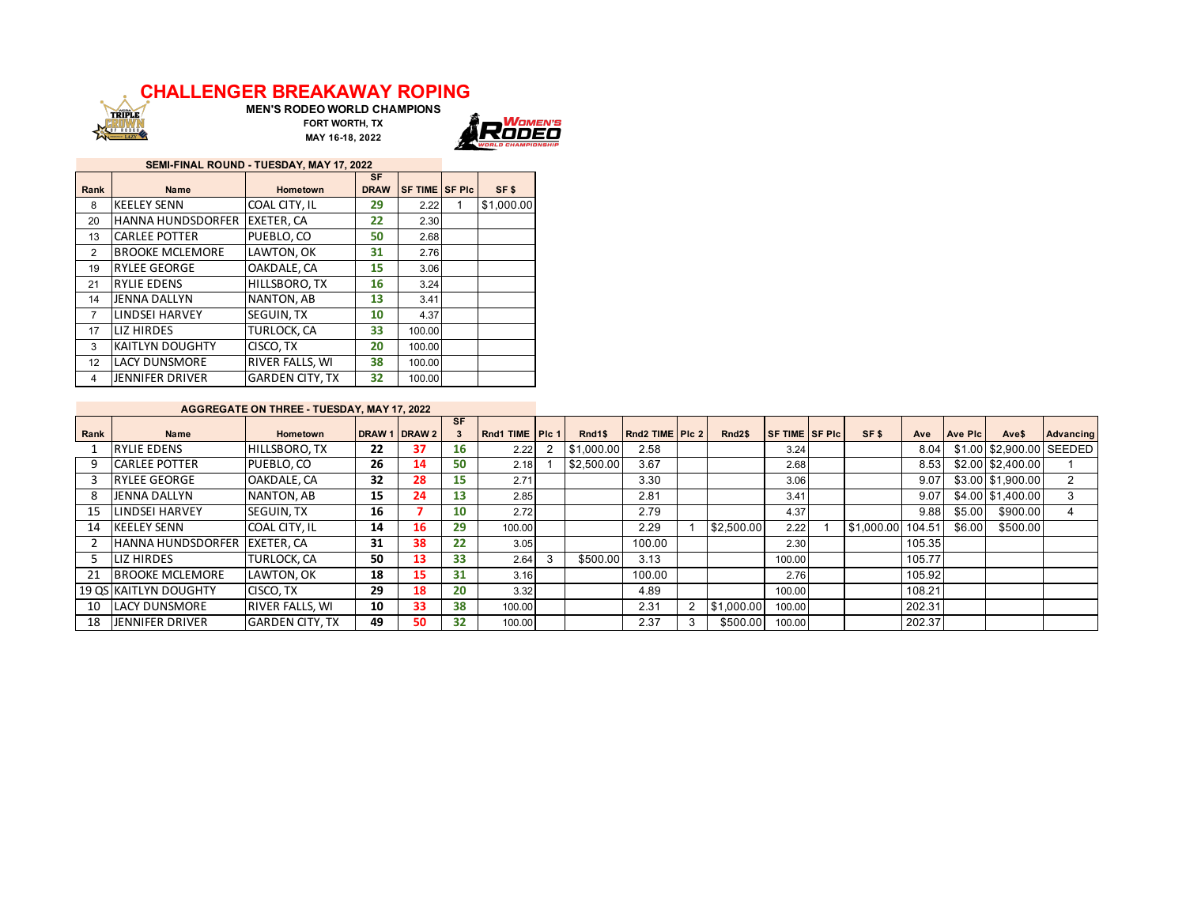# CHALLENGER BREAKAWAY ROPING

**MEN'S RODEO WORLD CHAMPIONS**

**FORT WORTH, TX**

**MAY 16-18, 2022**

**SEMI-FINAL ROUND - TUESDAY, MAY 17, 2022**

| Rank | Name | Hometown | SF DRAW | SF TIME | SF Plc | SF $ |
|---|---|---|---|---|---|---|
| 8 | KEELEY SENN | COAL CITY, IL | 29 | 2.22 | 1 | $1,000.00 |
| 20 | HANNA HUNDSDORFER | EXETER, CA | 22 | 2.30 | | |
| 13 | CARLEE POTTER | PUEBLO, CO | 50 | 2.68 | | |
| 2 | BROOKE MCLEMORE | LAWTON, OK | 31 | 2.76 | | |
| 19 | RYLEE GEORGE | OAKDALE, CA | 15 | 3.06 | | |
| 21 | RYLIE EDENS | HILLSBORO, TX | 16 | 3.24 | | |
| 14 | JENNA DALLYN | NANTON, AB | 13 | 3.41 | | |
| 7 | LINDSEI HARVEY | SEGUIN, TX | 10 | 4.37 | | |
| 17 | LIZ HIRDES | TURLOCK, CA | 33 | 100.00 | | |
| 3 | KAITLYN DOUGHTY | CISCO, TX | 20 | 100.00 | | |
| 12 | LACY DUNSMORE | RIVER FALLS, WI | 38 | 100.00 | | |
| 4 | JENNIFER DRIVER | GARDEN CITY, TX | 32 | 100.00 | | |

**AGGREGATE ON THREE - TUESDAY, MAY 17, 2022**

| Rank | Name | Hometown | DRAW 1 | DRAW 2 | SF 3 | Rnd1 TIME | Plc 1 | Rnd1$ | Rnd2 TIME | Plc 2 | Rnd2$ | SF TIME | SF Plc | SF $ | Ave | Ave Plc | Ave$ | Advancing |
|---|---|---|---|---|---|---|---|---|---|---|---|---|---|---|---|---|---|---|
| 1 | RYLIE EDENS | HILLSBORO, TX | 22 | 37 | 16 | 2.22 | 2 | $1,000.00 | 2.58 | | | 3.24 | | | 8.04 | $1.00 | $2,900.00 | SEEDED |
| 9 | CARLEE POTTER | PUEBLO, CO | 26 | 14 | 50 | 2.18 | 1 | $2,500.00 | 3.67 | | | 2.68 | | | 8.53 | $2.00 | $2,400.00 | 1 |
| 3 | RYLEE GEORGE | OAKDALE, CA | 32 | 28 | 15 | 2.71 | | | 3.30 | | | 3.06 | | | 9.07 | $3.00 | $1,900.00 | 2 |
| 8 | JENNA DALLYN | NANTON, AB | 15 | 24 | 13 | 2.85 | | | 2.81 | | | 3.41 | | | 9.07 | $4.00 | $1,400.00 | 3 |
| 15 | LINDSEI HARVEY | SEGUIN, TX | 16 | 7 | 10 | 2.72 | | | 2.79 | | | 4.37 | | | 9.88 | $5.00 | $900.00 | 4 |
| 14 | KEELEY SENN | COAL CITY, IL | 14 | 16 | 29 | 100.00 | | | 2.29 | 1 | $2,500.00 | 2.22 | 1 | $1,000.00 | 104.51 | $6.00 | $500.00 | |
| 2 | HANNA HUNDSDORFER | EXETER, CA | 31 | 38 | 22 | 3.05 | | | 100.00 | | | 2.30 | | | 105.35 | | | |
| 5 | LIZ HIRDES | TURLOCK, CA | 50 | 13 | 33 | 2.64 | 3 | $500.00 | 3.13 | | | 100.00 | | | 105.77 | | | |
| 21 | BROOKE MCLEMORE | LAWTON, OK | 18 | 15 | 31 | 3.16 | | | 100.00 | | | 2.76 | | | 105.92 | | | |
| 19 QS | KAITLYN DOUGHTY | CISCO, TX | 29 | 18 | 20 | 3.32 | | | 4.89 | | | 100.00 | | | 108.21 | | | |
| 10 | LACY DUNSMORE | RIVER FALLS, WI | 10 | 33 | 38 | 100.00 | | | 2.31 | 2 | $1,000.00 | 100.00 | | | 202.31 | | | |
| 18 | JENNIFER DRIVER | GARDEN CITY, TX | 49 | 50 | 32 | 100.00 | | | 2.37 | 3 | $500.00 | 100.00 | | | 202.37 | | | |